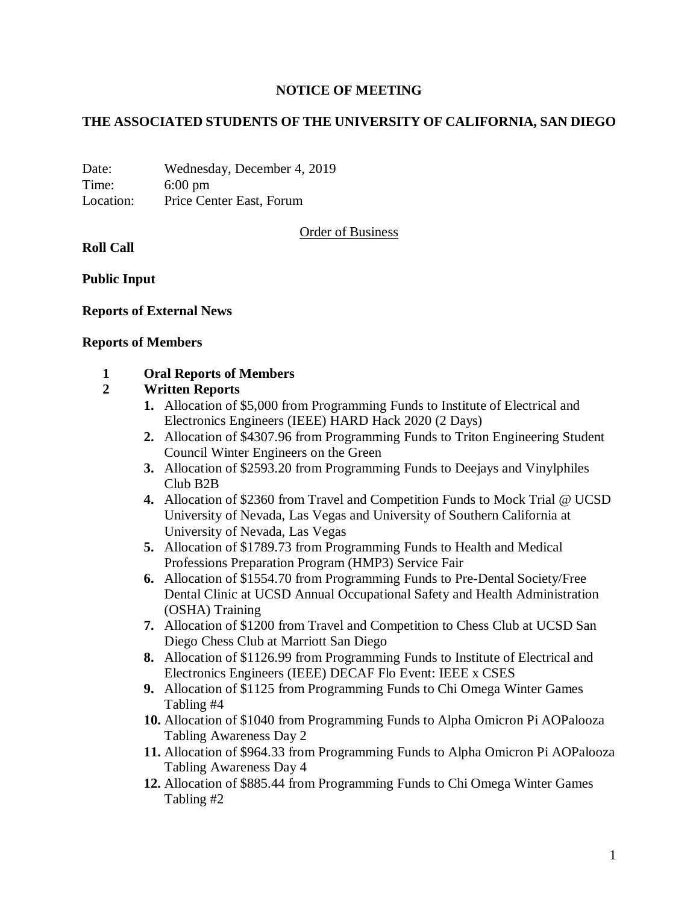**NOTICE OF MEETING**

**THE ASSOCIATED STUDENTS OF THE UNIVERSITY OF CALIFORNIA, SAN DIEGO**

Date: Wednesday, December 4, 2019
Time: 6:00 pm
Location: Price Center East, Forum

Order of Business

**Roll Call**

**Public Input**

**Reports of External News**

**Reports of Members**

**1 Oral Reports of Members**

**2 Written Reports**

1. Allocation of $5,000 from Programming Funds to Institute of Electrical and Electronics Engineers (IEEE) HARD Hack 2020 (2 Days)
2. Allocation of $4307.96 from Programming Funds to Triton Engineering Student Council Winter Engineers on the Green
3. Allocation of $2593.20 from Programming Funds to Deejays and Vinylphiles Club B2B
4. Allocation of $2360 from Travel and Competition Funds to Mock Trial @ UCSD University of Nevada, Las Vegas and University of Southern California at University of Nevada, Las Vegas
5. Allocation of $1789.73 from Programming Funds to Health and Medical Professions Preparation Program (HMP3) Service Fair
6. Allocation of $1554.70 from Programming Funds to Pre-Dental Society/Free Dental Clinic at UCSD Annual Occupational Safety and Health Administration (OSHA) Training
7. Allocation of $1200 from Travel and Competition to Chess Club at UCSD San Diego Chess Club at Marriott San Diego
8. Allocation of $1126.99 from Programming Funds to Institute of Electrical and Electronics Engineers (IEEE) DECAF Flo Event: IEEE x CSES
9. Allocation of $1125 from Programming Funds to Chi Omega Winter Games Tabling #4
10. Allocation of $1040 from Programming Funds to Alpha Omicron Pi AOPalooza Tabling Awareness Day 2
11. Allocation of $964.33 from Programming Funds to Alpha Omicron Pi AOPalooza Tabling Awareness Day 4
12. Allocation of $885.44 from Programming Funds to Chi Omega Winter Games Tabling #2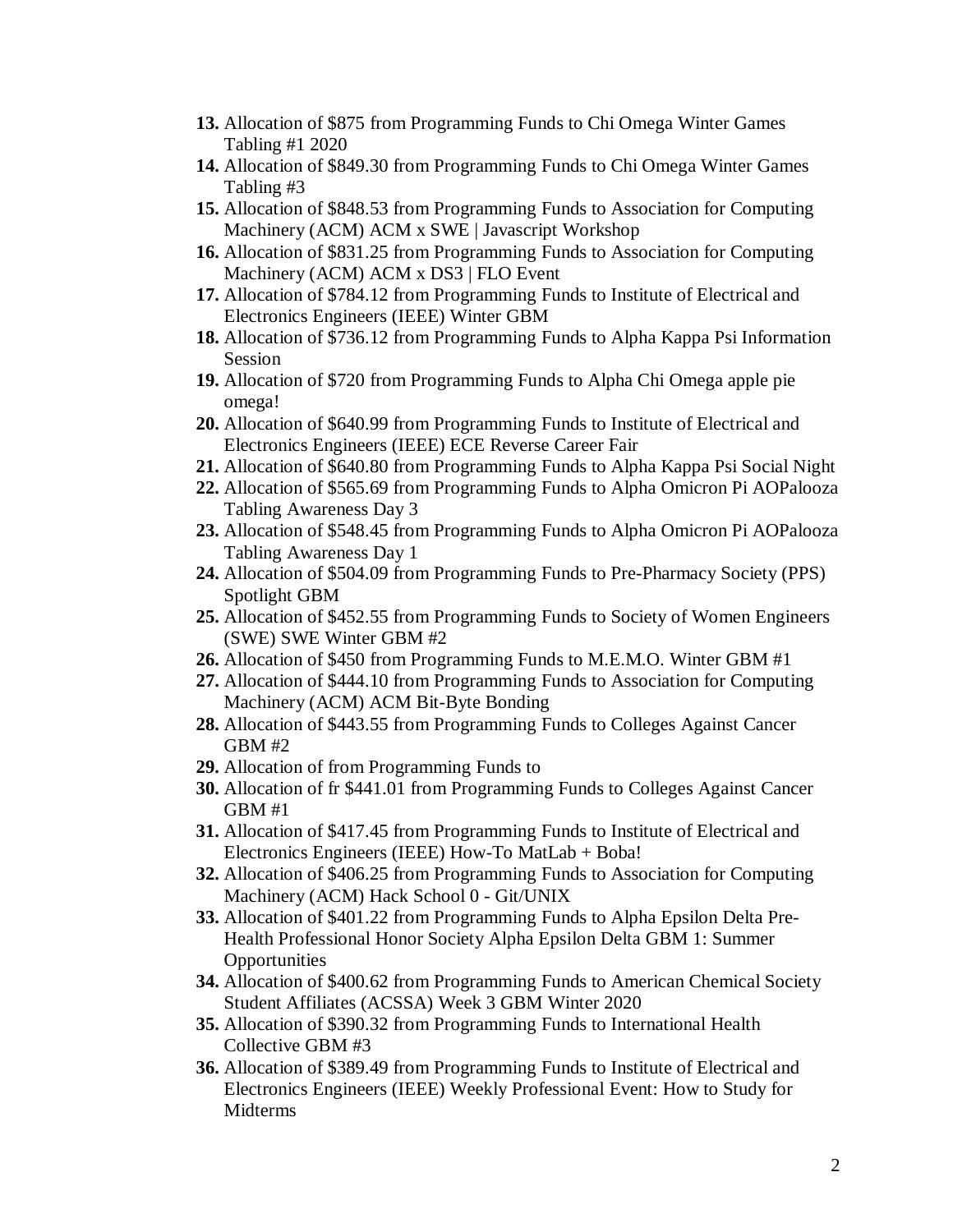13. Allocation of $875 from Programming Funds to Chi Omega Winter Games Tabling #1 2020
14. Allocation of $849.30 from Programming Funds to Chi Omega Winter Games Tabling #3
15. Allocation of $848.53 from Programming Funds to Association for Computing Machinery (ACM) ACM x SWE | Javascript Workshop
16. Allocation of $831.25 from Programming Funds to Association for Computing Machinery (ACM) ACM x DS3 | FLO Event
17. Allocation of $784.12 from Programming Funds to Institute of Electrical and Electronics Engineers (IEEE) Winter GBM
18. Allocation of $736.12 from Programming Funds to Alpha Kappa Psi Information Session
19. Allocation of $720 from Programming Funds to Alpha Chi Omega apple pie omega!
20. Allocation of $640.99 from Programming Funds to Institute of Electrical and Electronics Engineers (IEEE) ECE Reverse Career Fair
21. Allocation of $640.80 from Programming Funds to Alpha Kappa Psi Social Night
22. Allocation of $565.69 from Programming Funds to Alpha Omicron Pi AOPalooza Tabling Awareness Day 3
23. Allocation of $548.45 from Programming Funds to Alpha Omicron Pi AOPalooza Tabling Awareness Day 1
24. Allocation of $504.09 from Programming Funds to Pre-Pharmacy Society (PPS) Spotlight GBM
25. Allocation of $452.55 from Programming Funds to Society of Women Engineers (SWE) SWE Winter GBM #2
26. Allocation of $450 from Programming Funds to M.E.M.O. Winter GBM #1
27. Allocation of $444.10 from Programming Funds to Association for Computing Machinery (ACM) ACM Bit-Byte Bonding
28. Allocation of $443.55 from Programming Funds to Colleges Against Cancer GBM #2
29. Allocation of from Programming Funds to
30. Allocation of fr $441.01 from Programming Funds to Colleges Against Cancer GBM #1
31. Allocation of $417.45 from Programming Funds to Institute of Electrical and Electronics Engineers (IEEE) How-To MatLab + Boba!
32. Allocation of $406.25 from Programming Funds to Association for Computing Machinery (ACM) Hack School 0 - Git/UNIX
33. Allocation of $401.22 from Programming Funds to Alpha Epsilon Delta Pre-Health Professional Honor Society Alpha Epsilon Delta GBM 1: Summer Opportunities
34. Allocation of $400.62 from Programming Funds to American Chemical Society Student Affiliates (ACSSA) Week 3 GBM Winter 2020
35. Allocation of $390.32 from Programming Funds to International Health Collective GBM #3
36. Allocation of $389.49 from Programming Funds to Institute of Electrical and Electronics Engineers (IEEE) Weekly Professional Event: How to Study for Midterms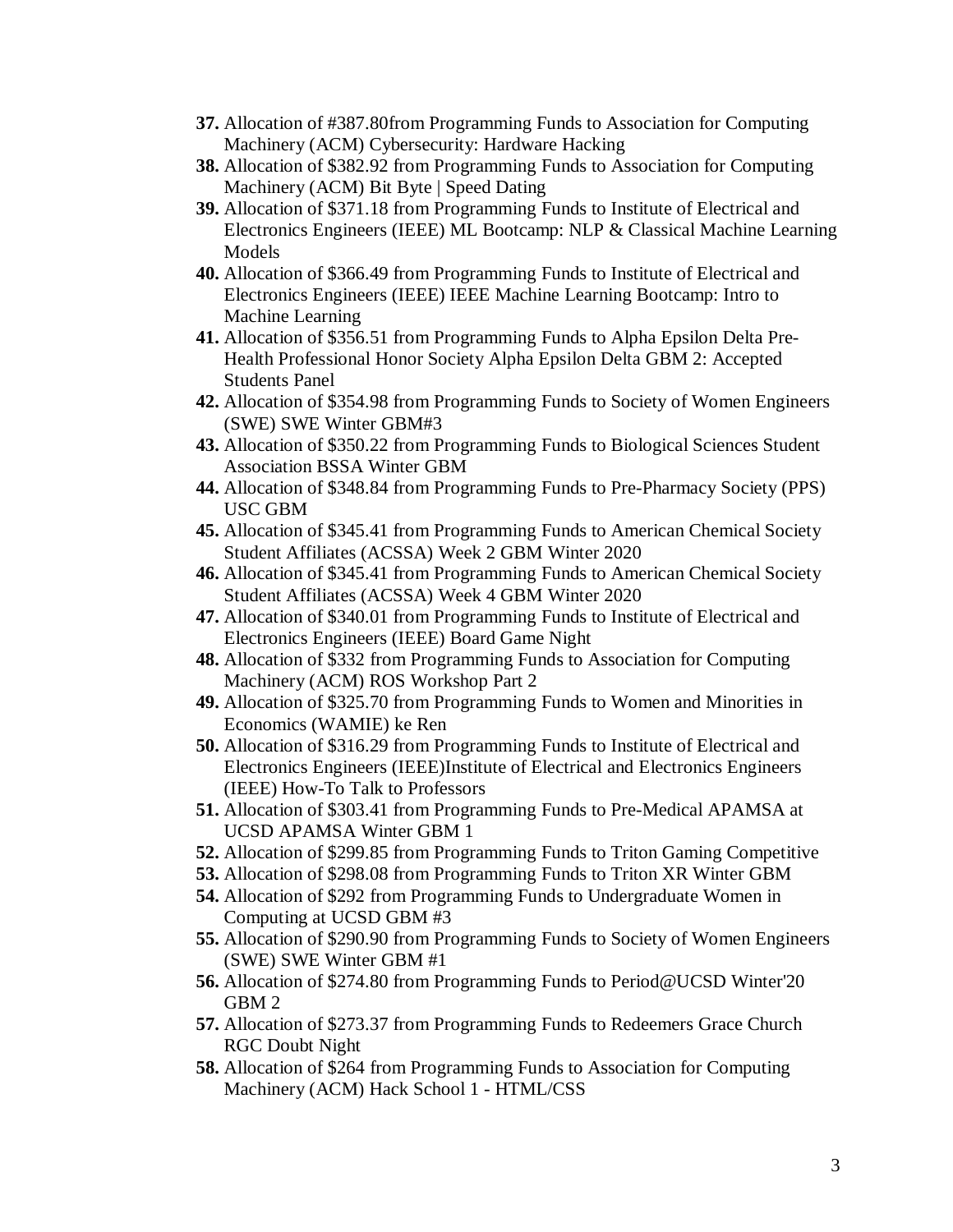37. Allocation of #387.80from Programming Funds to Association for Computing Machinery (ACM) Cybersecurity: Hardware Hacking
38. Allocation of $382.92 from Programming Funds to Association for Computing Machinery (ACM) Bit Byte | Speed Dating
39. Allocation of $371.18 from Programming Funds to Institute of Electrical and Electronics Engineers (IEEE) ML Bootcamp: NLP & Classical Machine Learning Models
40. Allocation of $366.49 from Programming Funds to Institute of Electrical and Electronics Engineers (IEEE) IEEE Machine Learning Bootcamp: Intro to Machine Learning
41. Allocation of $356.51 from Programming Funds to Alpha Epsilon Delta Pre-Health Professional Honor Society Alpha Epsilon Delta GBM 2: Accepted Students Panel
42. Allocation of $354.98 from Programming Funds to Society of Women Engineers (SWE) SWE Winter GBM#3
43. Allocation of $350.22 from Programming Funds to Biological Sciences Student Association BSSA Winter GBM
44. Allocation of $348.84 from Programming Funds to Pre-Pharmacy Society (PPS) USC GBM
45. Allocation of $345.41 from Programming Funds to American Chemical Society Student Affiliates (ACSSA) Week 2 GBM Winter 2020
46. Allocation of $345.41 from Programming Funds to American Chemical Society Student Affiliates (ACSSA) Week 4 GBM Winter 2020
47. Allocation of $340.01 from Programming Funds to Institute of Electrical and Electronics Engineers (IEEE) Board Game Night
48. Allocation of $332 from Programming Funds to Association for Computing Machinery (ACM) ROS Workshop Part 2
49. Allocation of $325.70 from Programming Funds to Women and Minorities in Economics (WAMIE) ke Ren
50. Allocation of $316.29 from Programming Funds to Institute of Electrical and Electronics Engineers (IEEE)Institute of Electrical and Electronics Engineers (IEEE) How-To Talk to Professors
51. Allocation of $303.41 from Programming Funds to Pre-Medical APAMSA at UCSD APAMSA Winter GBM 1
52. Allocation of $299.85 from Programming Funds to Triton Gaming Competitive
53. Allocation of $298.08 from Programming Funds to Triton XR Winter GBM
54. Allocation of $292 from Programming Funds to Undergraduate Women in Computing at UCSD GBM #3
55. Allocation of $290.90 from Programming Funds to Society of Women Engineers (SWE) SWE Winter GBM #1
56. Allocation of $274.80 from Programming Funds to Period@UCSD Winter'20 GBM 2
57. Allocation of $273.37 from Programming Funds to Redeemers Grace Church RGC Doubt Night
58. Allocation of $264 from Programming Funds to Association for Computing Machinery (ACM) Hack School 1 - HTML/CSS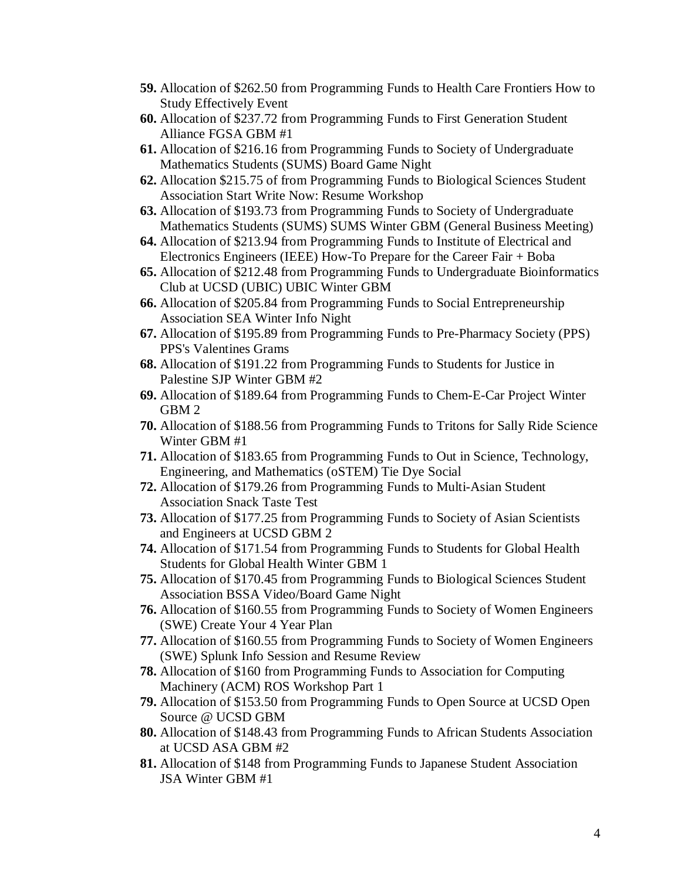59. Allocation of $262.50 from Programming Funds to Health Care Frontiers How to Study Effectively Event
60. Allocation of $237.72 from Programming Funds to First Generation Student Alliance FGSA GBM #1
61. Allocation of $216.16 from Programming Funds to Society of Undergraduate Mathematics Students (SUMS) Board Game Night
62. Allocation $215.75 of from Programming Funds to Biological Sciences Student Association Start Write Now: Resume Workshop
63. Allocation of $193.73 from Programming Funds to Society of Undergraduate Mathematics Students (SUMS) SUMS Winter GBM (General Business Meeting)
64. Allocation of $213.94 from Programming Funds to Institute of Electrical and Electronics Engineers (IEEE) How-To Prepare for the Career Fair + Boba
65. Allocation of $212.48 from Programming Funds to Undergraduate Bioinformatics Club at UCSD (UBIC) UBIC Winter GBM
66. Allocation of $205.84 from Programming Funds to Social Entrepreneurship Association SEA Winter Info Night
67. Allocation of $195.89 from Programming Funds to Pre-Pharmacy Society (PPS) PPS's Valentines Grams
68. Allocation of $191.22 from Programming Funds to Students for Justice in Palestine SJP Winter GBM #2
69. Allocation of $189.64 from Programming Funds to Chem-E-Car Project Winter GBM 2
70. Allocation of $188.56 from Programming Funds to Tritons for Sally Ride Science Winter GBM #1
71. Allocation of $183.65 from Programming Funds to Out in Science, Technology, Engineering, and Mathematics (oSTEM) Tie Dye Social
72. Allocation of $179.26 from Programming Funds to Multi-Asian Student Association Snack Taste Test
73. Allocation of $177.25 from Programming Funds to Society of Asian Scientists and Engineers at UCSD GBM 2
74. Allocation of $171.54 from Programming Funds to Students for Global Health Students for Global Health Winter GBM 1
75. Allocation of $170.45 from Programming Funds to Biological Sciences Student Association BSSA Video/Board Game Night
76. Allocation of $160.55 from Programming Funds to Society of Women Engineers (SWE) Create Your 4 Year Plan
77. Allocation of $160.55 from Programming Funds to Society of Women Engineers (SWE) Splunk Info Session and Resume Review
78. Allocation of $160 from Programming Funds to Association for Computing Machinery (ACM) ROS Workshop Part 1
79. Allocation of $153.50 from Programming Funds to Open Source at UCSD Open Source @ UCSD GBM
80. Allocation of $148.43 from Programming Funds to African Students Association at UCSD ASA GBM #2
81. Allocation of $148 from Programming Funds to Japanese Student Association JSA Winter GBM #1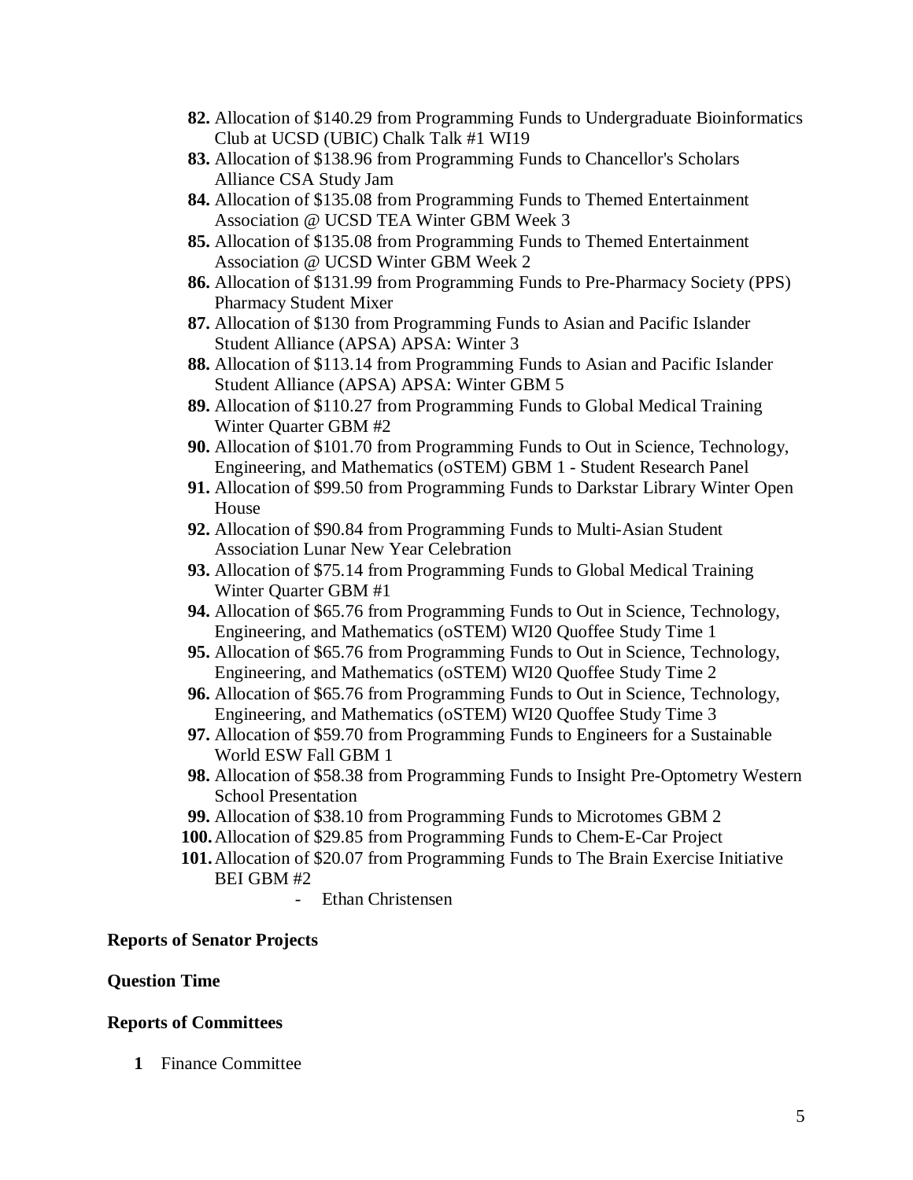82. Allocation of $140.29 from Programming Funds to Undergraduate Bioinformatics Club at UCSD (UBIC) Chalk Talk #1 WI19
83. Allocation of $138.96 from Programming Funds to Chancellor's Scholars Alliance CSA Study Jam
84. Allocation of $135.08 from Programming Funds to Themed Entertainment Association @ UCSD TEA Winter GBM Week 3
85. Allocation of $135.08 from Programming Funds to Themed Entertainment Association @ UCSD Winter GBM Week 2
86. Allocation of $131.99 from Programming Funds to Pre-Pharmacy Society (PPS) Pharmacy Student Mixer
87. Allocation of $130 from Programming Funds to Asian and Pacific Islander Student Alliance (APSA) APSA: Winter 3
88. Allocation of $113.14 from Programming Funds to Asian and Pacific Islander Student Alliance (APSA) APSA: Winter GBM 5
89. Allocation of $110.27 from Programming Funds to Global Medical Training Winter Quarter GBM #2
90. Allocation of $101.70 from Programming Funds to Out in Science, Technology, Engineering, and Mathematics (oSTEM) GBM 1 - Student Research Panel
91. Allocation of $99.50 from Programming Funds to Darkstar Library Winter Open House
92. Allocation of $90.84 from Programming Funds to Multi-Asian Student Association Lunar New Year Celebration
93. Allocation of $75.14 from Programming Funds to Global Medical Training Winter Quarter GBM #1
94. Allocation of $65.76 from Programming Funds to Out in Science, Technology, Engineering, and Mathematics (oSTEM) WI20 Quoffee Study Time 1
95. Allocation of $65.76 from Programming Funds to Out in Science, Technology, Engineering, and Mathematics (oSTEM) WI20 Quoffee Study Time 2
96. Allocation of $65.76 from Programming Funds to Out in Science, Technology, Engineering, and Mathematics (oSTEM) WI20 Quoffee Study Time 3
97. Allocation of $59.70 from Programming Funds to Engineers for a Sustainable World ESW Fall GBM 1
98. Allocation of $58.38 from Programming Funds to Insight Pre-Optometry Western School Presentation
99. Allocation of $38.10 from Programming Funds to Microtomes GBM 2
100. Allocation of $29.85 from Programming Funds to Chem-E-Car Project
101. Allocation of $20.07 from Programming Funds to The Brain Exercise Initiative BEI GBM #2

    - Ethan Christensen

**Reports of Senator Projects**

**Question Time**

**Reports of Committees**

1. Finance Committee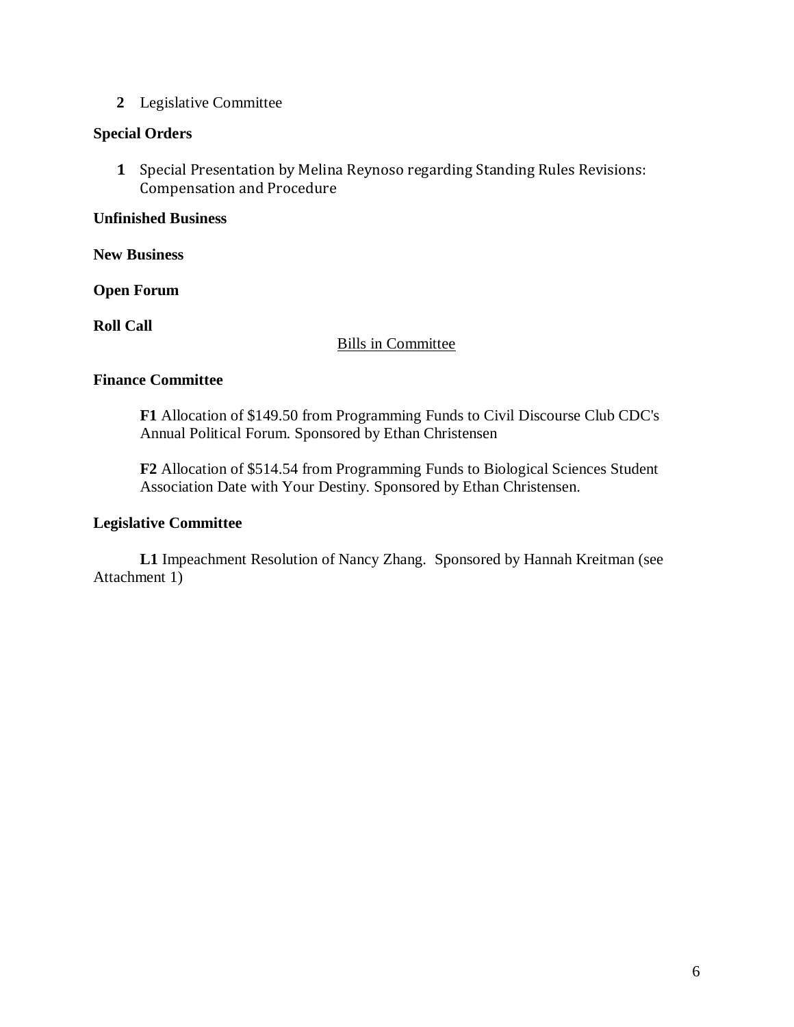**2** Legislative Committee

**Special Orders**

**1** Special Presentation by Melina Reynoso regarding Standing Rules Revisions: Compensation and Procedure

**Unfinished Business**

**New Business**

**Open Forum**

**Roll Call**

Bills in Committee

**Finance Committee**

**F1** Allocation of $149.50 from Programming Funds to Civil Discourse Club CDC's Annual Political Forum. Sponsored by Ethan Christensen

**F2** Allocation of $514.54 from Programming Funds to Biological Sciences Student Association Date with Your Destiny. Sponsored by Ethan Christensen.

**Legislative Committee**

**L1** Impeachment Resolution of Nancy Zhang. Sponsored by Hannah Kreitman (see Attachment 1)